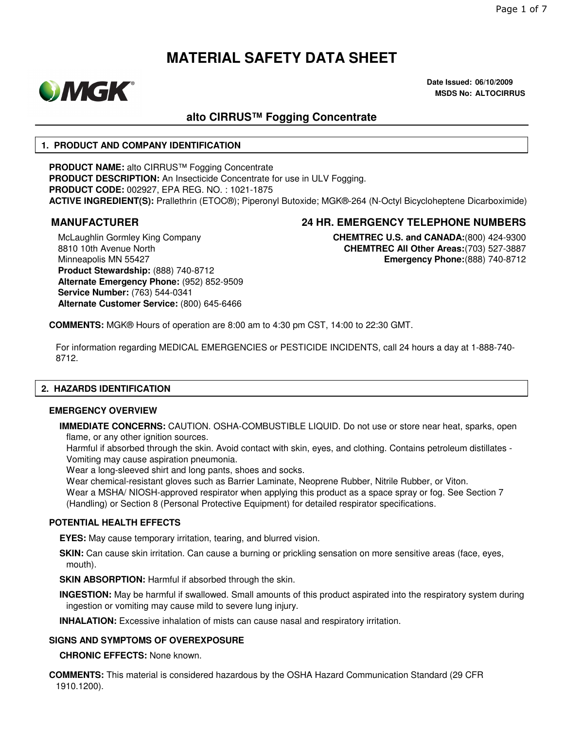# MATERIAL SAFETY DATA SHEET

**Date Issued: 06/10/2009**
**MSDS No: ALTOCIRRUS**

## alto CIRRUS™ Fogging Concentrate

### 1. PRODUCT AND COMPANY IDENTIFICATION

**PRODUCT NAME:** alto CIRRUS™ Fogging Concentrate
**PRODUCT DESCRIPTION:** An Insecticide Concentrate for use in ULV Fogging.
**PRODUCT CODE:** 002927, EPA REG. NO. : 1021-1875
**ACTIVE INGREDIENT(S):** Prallethrin (ETOC®); Piperonyl Butoxide; MGK®-264 (N-Octyl Bicycloheptene Dicarboximide)

### MANUFACTURER

McLaughlin Gormley King Company
8810 10th Avenue North
Minneapolis MN 55427
**Product Stewardship:** (888) 740-8712
**Alternate Emergency Phone:** (952) 852-9509
**Service Number:** (763) 544-0341
**Alternate Customer Service:** (800) 645-6466

### 24 HR. EMERGENCY TELEPHONE NUMBERS

**CHEMTREC U.S. and CANADA:**(800) 424-9300
**CHEMTREC All Other Areas:**(703) 527-3887
**Emergency Phone:**(888) 740-8712

**COMMENTS:** MGK® Hours of operation are 8:00 am to 4:30 pm CST, 14:00 to 22:30 GMT.

For information regarding MEDICAL EMERGENCIES or PESTICIDE INCIDENTS, call 24 hours a day at 1-888-740-8712.

### 2. HAZARDS IDENTIFICATION

**EMERGENCY OVERVIEW**

**IMMEDIATE CONCERNS:** CAUTION. OSHA-COMBUSTIBLE LIQUID. Do not use or store near heat, sparks, open flame, or any other ignition sources.
Harmful if absorbed through the skin. Avoid contact with skin, eyes, and clothing. Contains petroleum distillates - Vomiting may cause aspiration pneumonia.
Wear a long-sleeved shirt and long pants, shoes and socks.
Wear chemical-resistant gloves such as Barrier Laminate, Neoprene Rubber, Nitrile Rubber, or Viton.
Wear a MSHA/ NIOSH-approved respirator when applying this product as a space spray or fog. See Section 7 (Handling) or Section 8 (Personal Protective Equipment) for detailed respirator specifications.

**POTENTIAL HEALTH EFFECTS**

**EYES:** May cause temporary irritation, tearing, and blurred vision.

**SKIN:** Can cause skin irritation. Can cause a burning or prickling sensation on more sensitive areas (face, eyes, mouth).

**SKIN ABSORPTION:** Harmful if absorbed through the skin.

**INGESTION:** May be harmful if swallowed. Small amounts of this product aspirated into the respiratory system during ingestion or vomiting may cause mild to severe lung injury.

**INHALATION:** Excessive inhalation of mists can cause nasal and respiratory irritation.

**SIGNS AND SYMPTOMS OF OVEREXPOSURE**

**CHRONIC EFFECTS:** None known.

**COMMENTS:** This material is considered hazardous by the OSHA Hazard Communication Standard (29 CFR 1910.1200).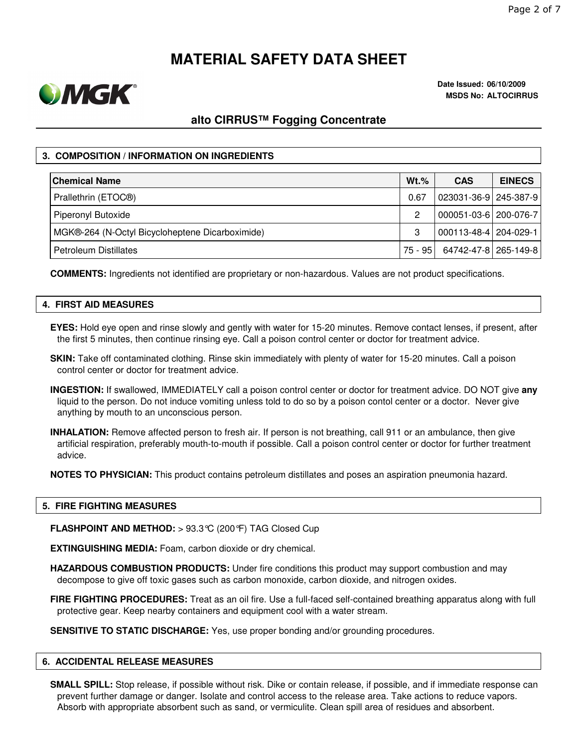# MATERIAL SAFETY DATA SHEET

MGK®

**Date Issued: 06/10/2009**
**MSDS No: ALTOCIRRUS**

## alto CIRRUS™ Fogging Concentrate

### 3. COMPOSITION / INFORMATION ON INGREDIENTS

| Chemical Name | Wt.% | CAS | EINECS |
|---|---|---|---|
| Prallethrin (ETOC®) | 0.67 | 023031-36-9 | 245-387-9 |
| Piperonyl Butoxide | 2 | 000051-03-6 | 200-076-7 |
| MGK®-264 (N-Octyl Bicycloheptene Dicarboximide) | 3 | 000113-48-4 | 204-029-1 |
| Petroleum Distillates | 75 - 95 | 64742-47-8 | 265-149-8 |

**COMMENTS:** Ingredients not identified are proprietary or non-hazardous. Values are not product specifications.

### 4. FIRST AID MEASURES

**EYES:** Hold eye open and rinse slowly and gently with water for 15-20 minutes. Remove contact lenses, if present, after the first 5 minutes, then continue rinsing eye. Call a poison control center or doctor for treatment advice.

**SKIN:** Take off contaminated clothing. Rinse skin immediately with plenty of water for 15-20 minutes. Call a poison control center or doctor for treatment advice.

**INGESTION:** If swallowed, IMMEDIATELY call a poison control center or doctor for treatment advice. DO NOT give **any** liquid to the person. Do not induce vomiting unless told to do so by a poison contol center or a doctor. Never give anything by mouth to an unconscious person.

**INHALATION:** Remove affected person to fresh air. If person is not breathing, call 911 or an ambulance, then give artificial respiration, preferably mouth-to-mouth if possible. Call a poison control center or doctor for further treatment advice.

**NOTES TO PHYSICIAN:** This product contains petroleum distillates and poses an aspiration pneumonia hazard.

### 5. FIRE FIGHTING MEASURES

**FLASHPOINT AND METHOD:** > 93.3°C (200°F) TAG Closed Cup

**EXTINGUISHING MEDIA:** Foam, carbon dioxide or dry chemical.

**HAZARDOUS COMBUSTION PRODUCTS:** Under fire conditions this product may support combustion and may decompose to give off toxic gases such as carbon monoxide, carbon dioxide, and nitrogen oxides.

**FIRE FIGHTING PROCEDURES:** Treat as an oil fire. Use a full-faced self-contained breathing apparatus along with full protective gear. Keep nearby containers and equipment cool with a water stream.

**SENSITIVE TO STATIC DISCHARGE:** Yes, use proper bonding and/or grounding procedures.

### 6. ACCIDENTAL RELEASE MEASURES

**SMALL SPILL:** Stop release, if possible without risk. Dike or contain release, if possible, and if immediate response can prevent further damage or danger. Isolate and control access to the release area. Take actions to reduce vapors. Absorb with appropriate absorbent such as sand, or vermiculite. Clean spill area of residues and absorbent.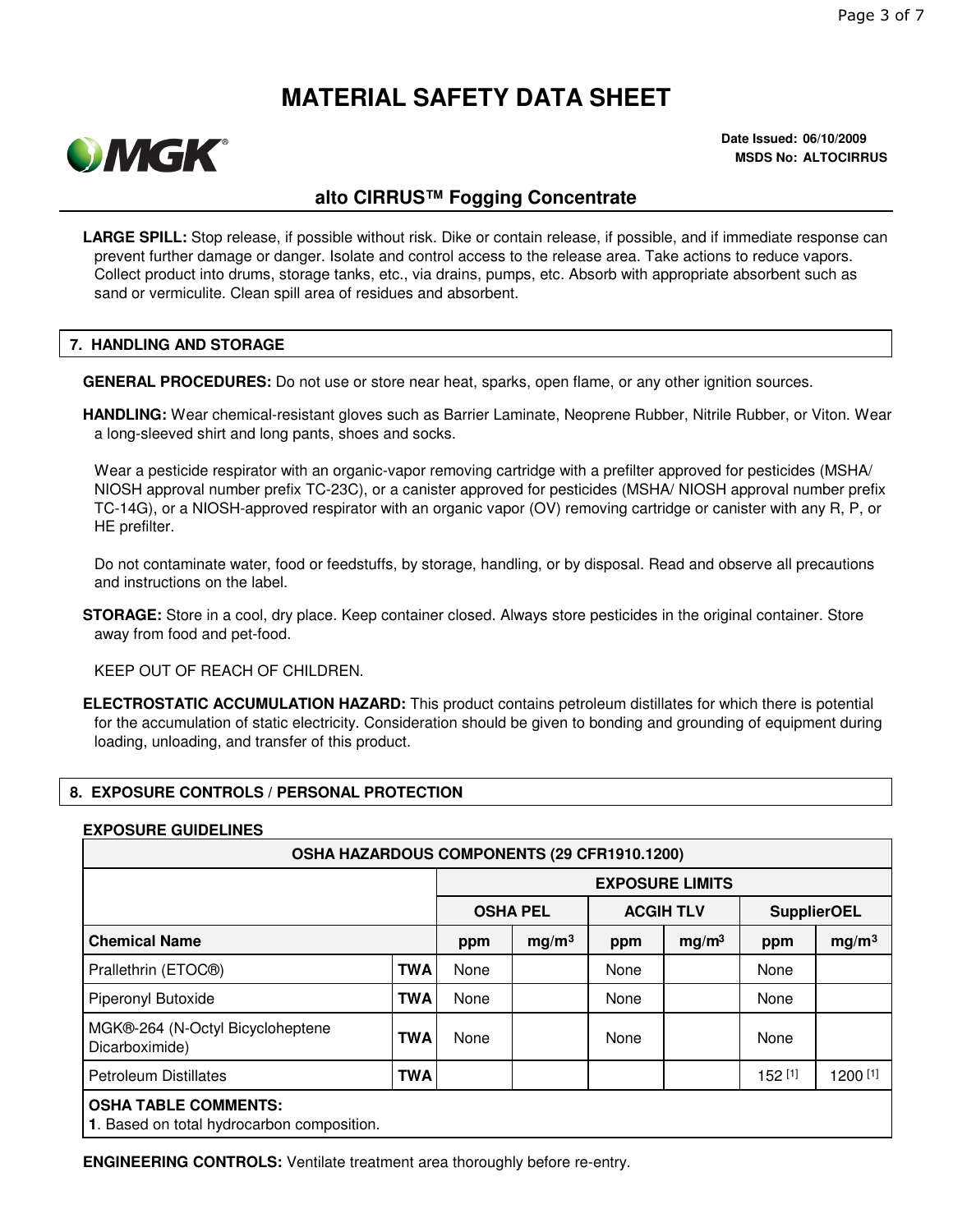# MATERIAL SAFETY DATA SHEET

**Date Issued: 06/10/2009**
**MSDS No: ALTOCIRRUS**

## alto CIRRUS™ Fogging Concentrate

**LARGE SPILL:** Stop release, if possible without risk. Dike or contain release, if possible, and if immediate response can prevent further damage or danger. Isolate and control access to the release area. Take actions to reduce vapors. Collect product into drums, storage tanks, etc., via drains, pumps, etc. Absorb with appropriate absorbent such as sand or vermiculite. Clean spill area of residues and absorbent.

## 7. HANDLING AND STORAGE

**GENERAL PROCEDURES:** Do not use or store near heat, sparks, open flame, or any other ignition sources.

**HANDLING:** Wear chemical-resistant gloves such as Barrier Laminate, Neoprene Rubber, Nitrile Rubber, or Viton. Wear a long-sleeved shirt and long pants, shoes and socks.

Wear a pesticide respirator with an organic-vapor removing cartridge with a prefilter approved for pesticides (MSHA/ NIOSH approval number prefix TC-23C), or a canister approved for pesticides (MSHA/ NIOSH approval number prefix TC-14G), or a NIOSH-approved respirator with an organic vapor (OV) removing cartridge or canister with any R, P, or HE prefilter.

Do not contaminate water, food or feedstuffs, by storage, handling, or by disposal. Read and observe all precautions and instructions on the label.

**STORAGE:** Store in a cool, dry place. Keep container closed. Always store pesticides in the original container. Store away from food and pet-food.

KEEP OUT OF REACH OF CHILDREN.

**ELECTROSTATIC ACCUMULATION HAZARD:** This product contains petroleum distillates for which there is potential for the accumulation of static electricity. Consideration should be given to bonding and grounding of equipment during loading, unloading, and transfer of this product.

## 8. EXPOSURE CONTROLS / PERSONAL PROTECTION

**EXPOSURE GUIDELINES**

| OSHA HAZARDOUS COMPONENTS (29 CFR1910.1200) | | | | | | | |
|---|---|---|---|---|---|---|---|
| | | EXPOSURE LIMITS | | | | | |
| | | OSHA PEL | | ACGIH TLV | | SupplierOEL | |
| **Chemical Name** | | ppm | $mg/m^3$ | ppm | $mg/m^3$ | ppm | $mg/m^3$ |
| Prallethrin (ETOC®) | **TWA** | None | | None | | None | |
| Piperonyl Butoxide | **TWA** | None | | None | | None | |
| MGK®-264 (N-Octyl Bicycloheptene Dicarboximide) | **TWA** | None | | None | | None | |
| Petroleum Distillates | **TWA** | | | | | 152 [1] | 1200 [1] |

**OSHA TABLE COMMENTS:**
**1**. Based on total hydrocarbon composition.

**ENGINEERING CONTROLS:** Ventilate treatment area thoroughly before re-entry.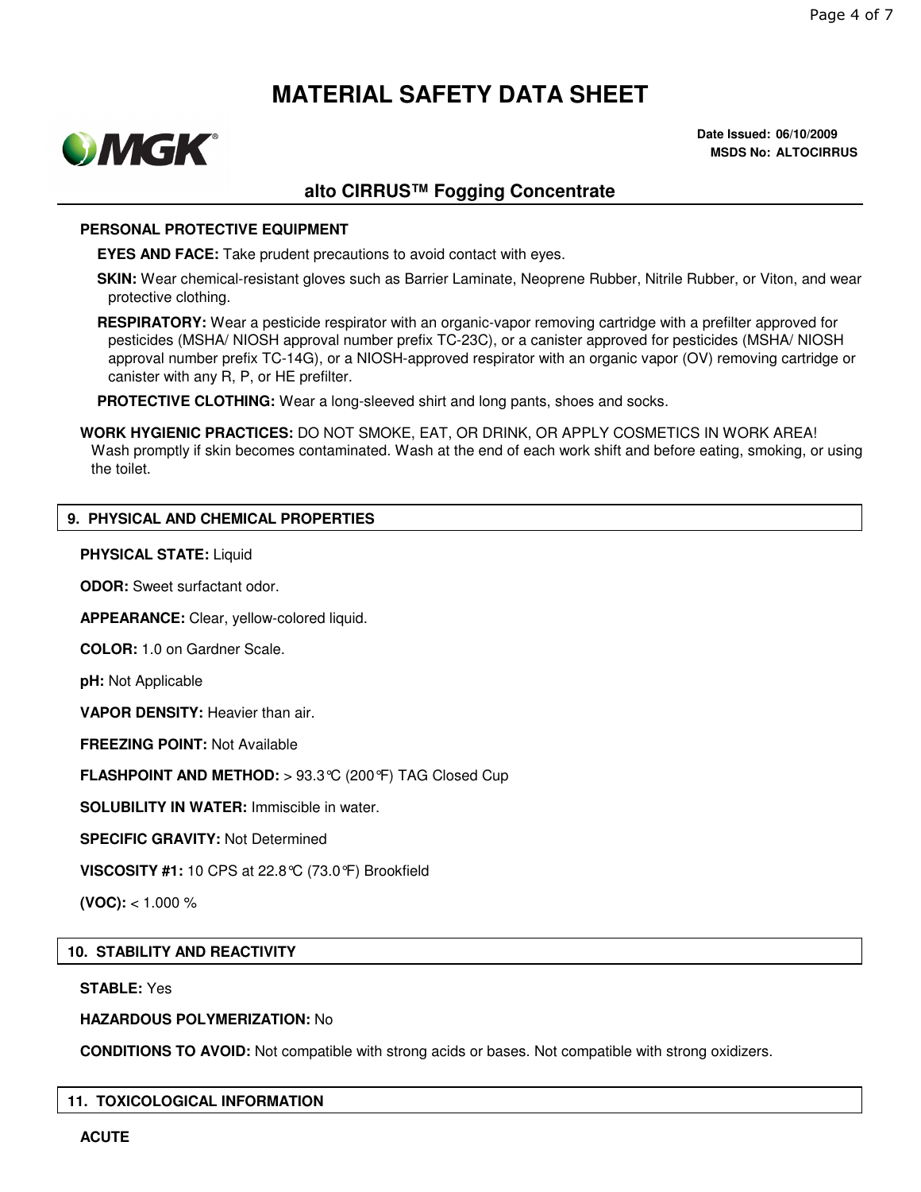# MATERIAL SAFETY DATA SHEET

**Date Issued: 06/10/2009**
**MSDS No: ALTOCIRRUS**

## alto CIRRUS™ Fogging Concentrate

**PERSONAL PROTECTIVE EQUIPMENT**

**EYES AND FACE:** Take prudent precautions to avoid contact with eyes.

**SKIN:** Wear chemical-resistant gloves such as Barrier Laminate, Neoprene Rubber, Nitrile Rubber, or Viton, and wear protective clothing.

**RESPIRATORY:** Wear a pesticide respirator with an organic-vapor removing cartridge with a prefilter approved for pesticides (MSHA/ NIOSH approval number prefix TC-23C), or a canister approved for pesticides (MSHA/ NIOSH approval number prefix TC-14G), or a NIOSH-approved respirator with an organic vapor (OV) removing cartridge or canister with any R, P, or HE prefilter.

**PROTECTIVE CLOTHING:** Wear a long-sleeved shirt and long pants, shoes and socks.

**WORK HYGIENIC PRACTICES:** DO NOT SMOKE, EAT, OR DRINK, OR APPLY COSMETICS IN WORK AREA! Wash promptly if skin becomes contaminated. Wash at the end of each work shift and before eating, smoking, or using the toilet.

## 9. PHYSICAL AND CHEMICAL PROPERTIES

**PHYSICAL STATE:** Liquid

**ODOR:** Sweet surfactant odor.

**APPEARANCE:** Clear, yellow-colored liquid.

**COLOR:** 1.0 on Gardner Scale.

**pH:** Not Applicable

**VAPOR DENSITY:** Heavier than air.

**FREEZING POINT:** Not Available

**FLASHPOINT AND METHOD:** > 93.3°C (200°F) TAG Closed Cup

**SOLUBILITY IN WATER:** Immiscible in water.

**SPECIFIC GRAVITY:** Not Determined

**VISCOSITY #1:** 10 CPS at 22.8°C (73.0°F) Brookfield

**(VOC):** < 1.000 %

## 10. STABILITY AND REACTIVITY

**STABLE:** Yes

**HAZARDOUS POLYMERIZATION:** No

**CONDITIONS TO AVOID:** Not compatible with strong acids or bases. Not compatible with strong oxidizers.

## 11. TOXICOLOGICAL INFORMATION

**ACUTE**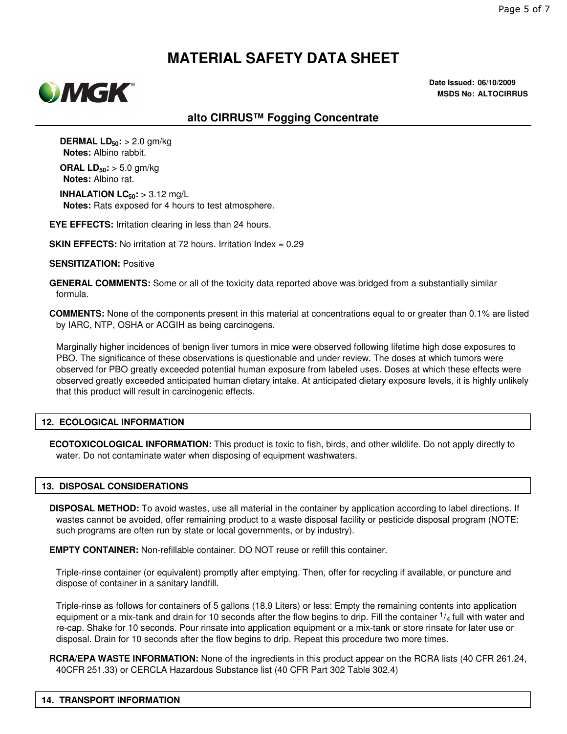# MATERIAL SAFETY DATA SHEET

**Date Issued: 06/10/2009**
**MSDS No: ALTOCIRRUS**

## alto CIRRUS™ Fogging Concentrate

**DERMAL $LD_{50}$:** > 2.0 gm/kg
**Notes:** Albino rabbit.

**ORAL $LD_{50}$:** > 5.0 gm/kg
**Notes:** Albino rat.

**INHALATION $LC_{50}$:** > 3.12 mg/L
**Notes:** Rats exposed for 4 hours to test atmosphere.

**EYE EFFECTS:** Irritation clearing in less than 24 hours.

**SKIN EFFECTS:** No irritation at 72 hours. Irritation Index = 0.29

**SENSITIZATION:** Positive

**GENERAL COMMENTS:** Some or all of the toxicity data reported above was bridged from a substantially similar formula.

**COMMENTS:** None of the components present in this material at concentrations equal to or greater than 0.1% are listed by IARC, NTP, OSHA or ACGIH as being carcinogens.

Marginally higher incidences of benign liver tumors in mice were observed following lifetime high dose exposures to PBO. The significance of these observations is questionable and under review. The doses at which tumors were observed for PBO greatly exceeded potential human exposure from labeled uses. Doses at which these effects were observed greatly exceeded anticipated human dietary intake. At anticipated dietary exposure levels, it is highly unlikely that this product will result in carcinogenic effects.

## 12. ECOLOGICAL INFORMATION

**ECOTOXICOLOGICAL INFORMATION:** This product is toxic to fish, birds, and other wildlife. Do not apply directly to water. Do not contaminate water when disposing of equipment washwaters.

## 13. DISPOSAL CONSIDERATIONS

**DISPOSAL METHOD:** To avoid wastes, use all material in the container by application according to label directions. If wastes cannot be avoided, offer remaining product to a waste disposal facility or pesticide disposal program (NOTE: such programs are often run by state or local governments, or by industry).

**EMPTY CONTAINER:** Non-refillable container. DO NOT reuse or refill this container.

Triple-rinse container (or equivalent) promptly after emptying. Then, offer for recycling if available, or puncture and dispose of container in a sanitary landfill.

Triple-rinse as follows for containers of 5 gallons (18.9 Liters) or less: Empty the remaining contents into application equipment or a mix-tank and drain for 10 seconds after the flow begins to drip. Fill the container $^{1}/_{4}$ full with water and re-cap. Shake for 10 seconds. Pour rinsate into application equipment or a mix-tank or store rinsate for later use or disposal. Drain for 10 seconds after the flow begins to drip. Repeat this procedure two more times.

**RCRA/EPA WASTE INFORMATION:** None of the ingredients in this product appear on the RCRA lists (40 CFR 261.24, 40CFR 251.33) or CERCLA Hazardous Substance list (40 CFR Part 302 Table 302.4)

## 14. TRANSPORT INFORMATION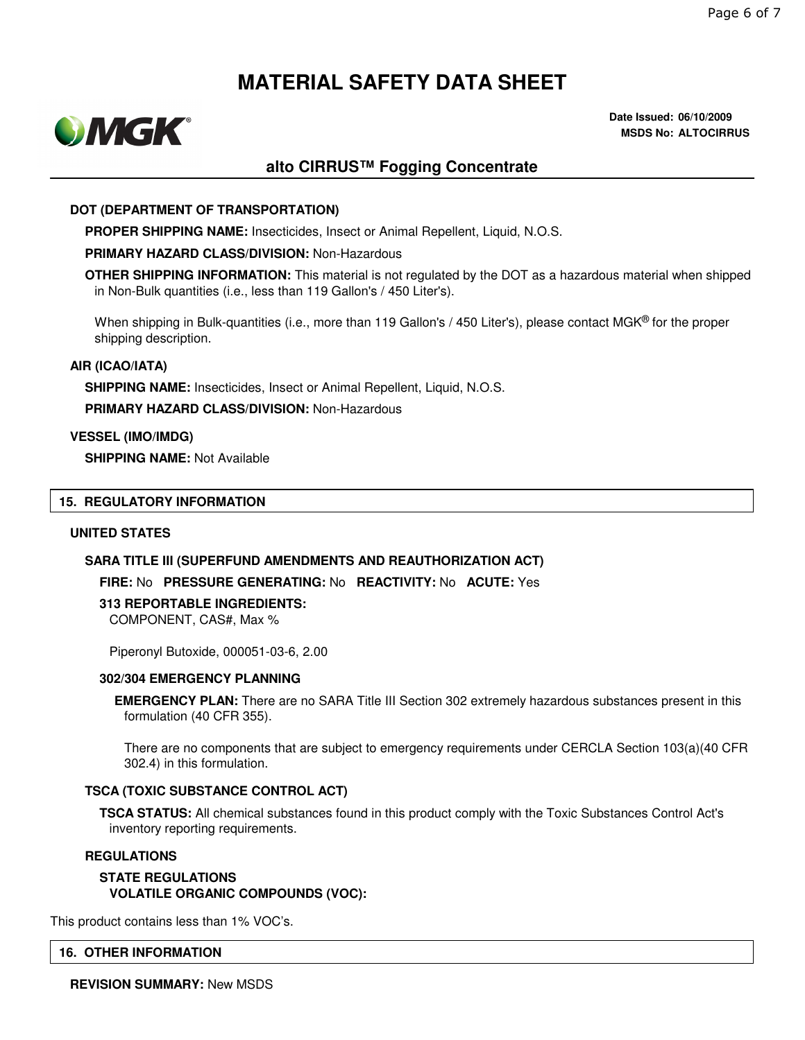# MATERIAL SAFETY DATA SHEET

**Date Issued: 06/10/2009**
**MSDS No: ALTOCIRRUS**

## alto CIRRUS™ Fogging Concentrate

### DOT (DEPARTMENT OF TRANSPORTATION)

**PROPER SHIPPING NAME:** Insecticides, Insect or Animal Repellent, Liquid, N.O.S.

**PRIMARY HAZARD CLASS/DIVISION:** Non-Hazardous

**OTHER SHIPPING INFORMATION:** This material is not regulated by the DOT as a hazardous material when shipped in Non-Bulk quantities (i.e., less than 119 Gallon's / 450 Liter's).

When shipping in Bulk-quantities (i.e., more than 119 Gallon's / 450 Liter's), please contact MGK® for the proper shipping description.

### AIR (ICAO/IATA)

**SHIPPING NAME:** Insecticides, Insect or Animal Repellent, Liquid, N.O.S.

**PRIMARY HAZARD CLASS/DIVISION:** Non-Hazardous

### VESSEL (IMO/IMDG)

**SHIPPING NAME:** Not Available

## 15. REGULATORY INFORMATION

### UNITED STATES

#### SARA TITLE III (SUPERFUND AMENDMENTS AND REAUTHORIZATION ACT)

**FIRE:** No **PRESSURE GENERATING:** No **REACTIVITY:** No **ACUTE:** Yes

**313 REPORTABLE INGREDIENTS:**
COMPONENT, CAS#, Max %

Piperonyl Butoxide, 000051-03-6, 2.00

**302/304 EMERGENCY PLANNING**

**EMERGENCY PLAN:** There are no SARA Title III Section 302 extremely hazardous substances present in this formulation (40 CFR 355).

There are no components that are subject to emergency requirements under CERCLA Section 103(a)(40 CFR 302.4) in this formulation.

#### TSCA (TOXIC SUBSTANCE CONTROL ACT)

**TSCA STATUS:** All chemical substances found in this product comply with the Toxic Substances Control Act's inventory reporting requirements.

#### REGULATIONS

**STATE REGULATIONS**
**VOLATILE ORGANIC COMPOUNDS (VOC):**

This product contains less than 1% VOC's.

## 16. OTHER INFORMATION

**REVISION SUMMARY:** New MSDS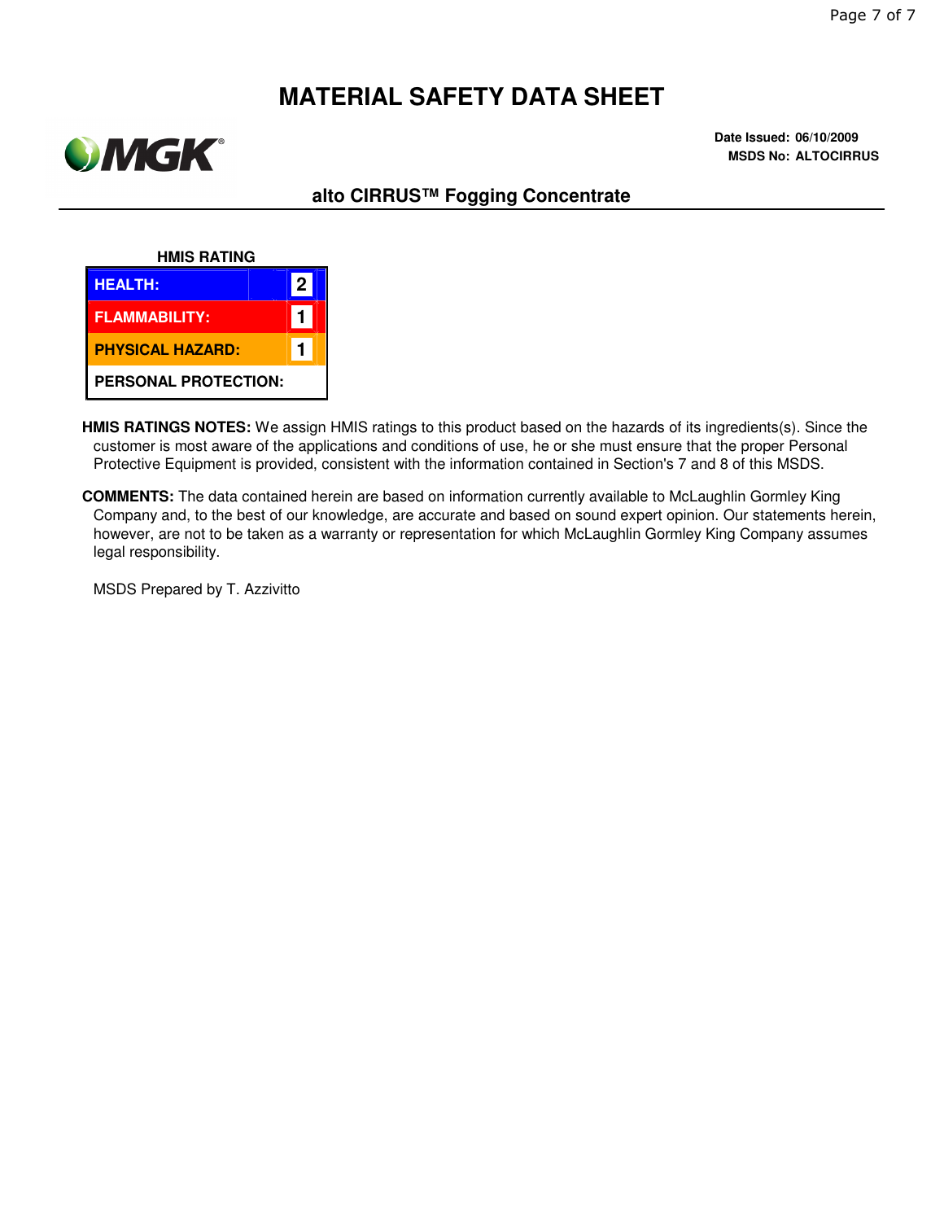# MATERIAL SAFETY DATA SHEET

MGK

**Date Issued: 06/10/2009**
**MSDS No: ALTOCIRRUS**

## alto CIRRUS™ Fogging Concentrate

**HMIS RATING**

| | |
|---|---|
| **HEALTH:** | **2** |
| **FLAMMABILITY:** | **1** |
| **PHYSICAL HAZARD:** | **1** |
| **PERSONAL PROTECTION:** | |

**HMIS RATINGS NOTES:** We assign HMIS ratings to this product based on the hazards of its ingredients(s). Since the customer is most aware of the applications and conditions of use, he or she must ensure that the proper Personal Protective Equipment is provided, consistent with the information contained in Section's 7 and 8 of this MSDS.

**COMMENTS:** The data contained herein are based on information currently available to McLaughlin Gormley King Company and, to the best of our knowledge, are accurate and based on sound expert opinion. Our statements herein, however, are not to be taken as a warranty or representation for which McLaughlin Gormley King Company assumes legal responsibility.

MSDS Prepared by T. Azzivitto